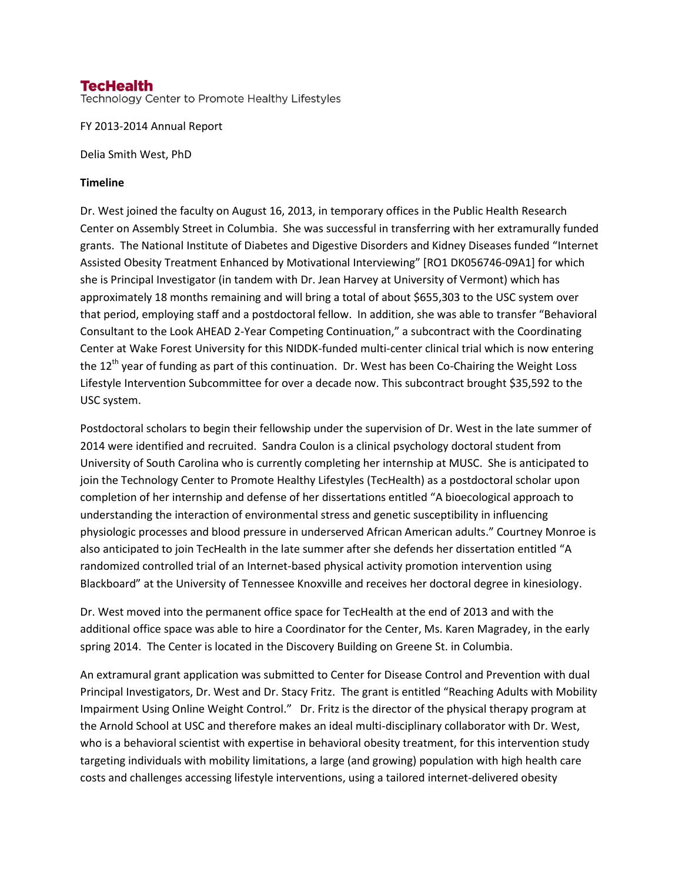# TecHealth

Technology Center to Promote Healthy Lifestyles

FY 2013-2014 Annual Report

Delia Smith West, PhD

**Timeline**

Dr. West joined the faculty on August 16, 2013, in temporary offices in the Public Health Research Center on Assembly Street in Columbia. She was successful in transferring with her extramurally funded grants. The National Institute of Diabetes and Digestive Disorders and Kidney Diseases funded "Internet Assisted Obesity Treatment Enhanced by Motivational Interviewing" [RO1 DK056746-09A1] for which she is Principal Investigator (in tandem with Dr. Jean Harvey at University of Vermont) which has approximately 18 months remaining and will bring a total of about $655,303 to the USC system over that period, employing staff and a postdoctoral fellow. In addition, she was able to transfer "Behavioral Consultant to the Look AHEAD 2-Year Competing Continuation," a subcontract with the Coordinating Center at Wake Forest University for this NIDDK-funded multi-center clinical trial which is now entering the 12th year of funding as part of this continuation. Dr. West has been Co-Chairing the Weight Loss Lifestyle Intervention Subcommittee for over a decade now. This subcontract brought $35,592 to the USC system.

Postdoctoral scholars to begin their fellowship under the supervision of Dr. West in the late summer of 2014 were identified and recruited. Sandra Coulon is a clinical psychology doctoral student from University of South Carolina who is currently completing her internship at MUSC. She is anticipated to join the Technology Center to Promote Healthy Lifestyles (TecHealth) as a postdoctoral scholar upon completion of her internship and defense of her dissertations entitled "A bioecological approach to understanding the interaction of environmental stress and genetic susceptibility in influencing physiologic processes and blood pressure in underserved African American adults." Courtney Monroe is also anticipated to join TecHealth in the late summer after she defends her dissertation entitled "A randomized controlled trial of an Internet-based physical activity promotion intervention using Blackboard" at the University of Tennessee Knoxville and receives her doctoral degree in kinesiology.

Dr. West moved into the permanent office space for TecHealth at the end of 2013 and with the additional office space was able to hire a Coordinator for the Center, Ms. Karen Magradey, in the early spring 2014. The Center is located in the Discovery Building on Greene St. in Columbia.

An extramural grant application was submitted to Center for Disease Control and Prevention with dual Principal Investigators, Dr. West and Dr. Stacy Fritz. The grant is entitled "Reaching Adults with Mobility Impairment Using Online Weight Control." Dr. Fritz is the director of the physical therapy program at the Arnold School at USC and therefore makes an ideal multi-disciplinary collaborator with Dr. West, who is a behavioral scientist with expertise in behavioral obesity treatment, for this intervention study targeting individuals with mobility limitations, a large (and growing) population with high health care costs and challenges accessing lifestyle interventions, using a tailored internet-delivered obesity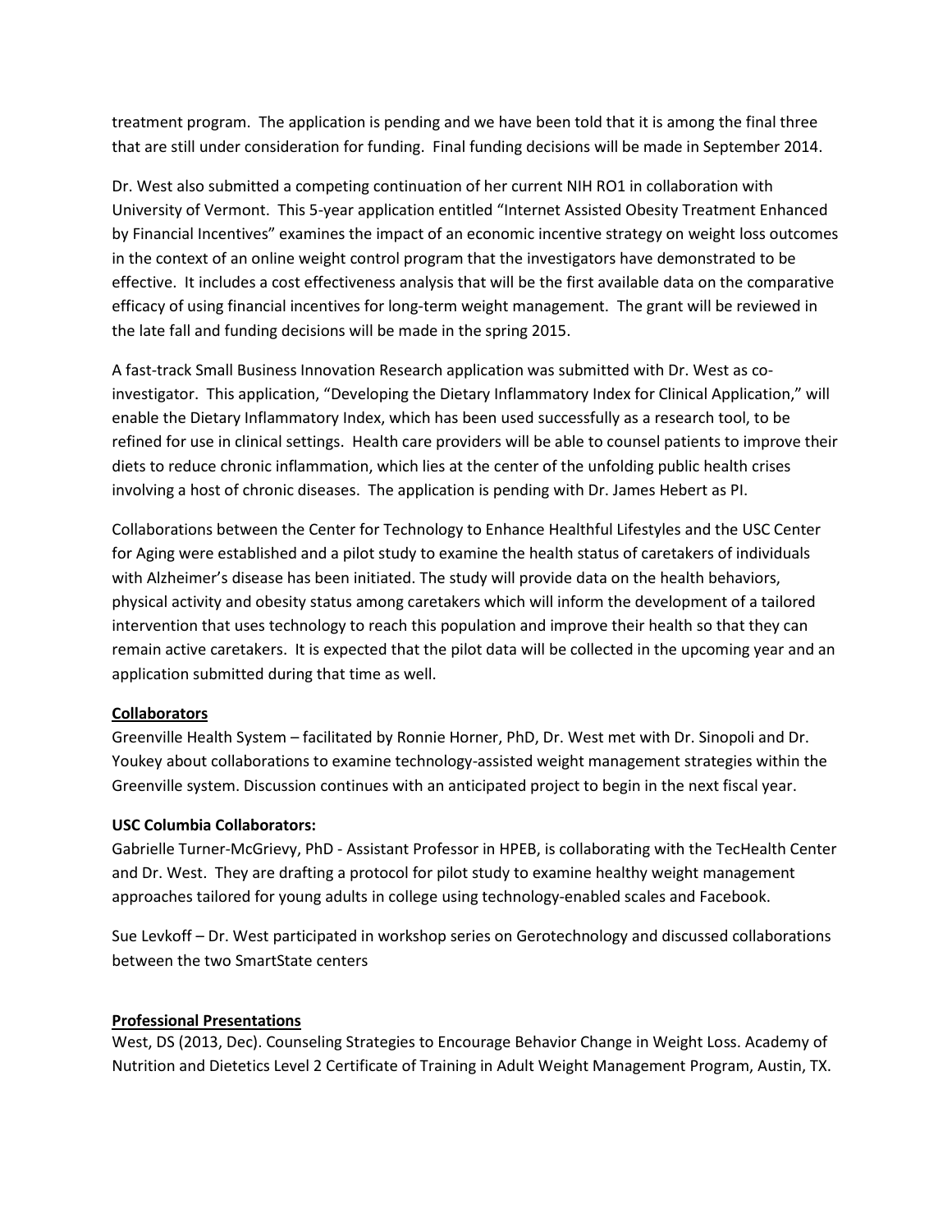treatment program. The application is pending and we have been told that it is among the final three that are still under consideration for funding. Final funding decisions will be made in September 2014.

Dr. West also submitted a competing continuation of her current NIH RO1 in collaboration with University of Vermont. This 5-year application entitled "Internet Assisted Obesity Treatment Enhanced by Financial Incentives" examines the impact of an economic incentive strategy on weight loss outcomes in the context of an online weight control program that the investigators have demonstrated to be effective. It includes a cost effectiveness analysis that will be the first available data on the comparative efficacy of using financial incentives for long-term weight management. The grant will be reviewed in the late fall and funding decisions will be made in the spring 2015.

A fast-track Small Business Innovation Research application was submitted with Dr. West as co-investigator. This application, "Developing the Dietary Inflammatory Index for Clinical Application," will enable the Dietary Inflammatory Index, which has been used successfully as a research tool, to be refined for use in clinical settings. Health care providers will be able to counsel patients to improve their diets to reduce chronic inflammation, which lies at the center of the unfolding public health crises involving a host of chronic diseases. The application is pending with Dr. James Hebert as PI.

Collaborations between the Center for Technology to Enhance Healthful Lifestyles and the USC Center for Aging were established and a pilot study to examine the health status of caretakers of individuals with Alzheimer's disease has been initiated. The study will provide data on the health behaviors, physical activity and obesity status among caretakers which will inform the development of a tailored intervention that uses technology to reach this population and improve their health so that they can remain active caretakers. It is expected that the pilot data will be collected in the upcoming year and an application submitted during that time as well.

**Collaborators**

Greenville Health System – facilitated by Ronnie Horner, PhD, Dr. West met with Dr. Sinopoli and Dr. Youkey about collaborations to examine technology-assisted weight management strategies within the Greenville system. Discussion continues with an anticipated project to begin in the next fiscal year.

**USC Columbia Collaborators:**

Gabrielle Turner-McGrievy, PhD - Assistant Professor in HPEB, is collaborating with the TecHealth Center and Dr. West. They are drafting a protocol for pilot study to examine healthy weight management approaches tailored for young adults in college using technology-enabled scales and Facebook.

Sue Levkoff – Dr. West participated in workshop series on Gerotechnology and discussed collaborations between the two SmartState centers

**Professional Presentations**

West, DS (2013, Dec). Counseling Strategies to Encourage Behavior Change in Weight Loss. Academy of Nutrition and Dietetics Level 2 Certificate of Training in Adult Weight Management Program, Austin, TX.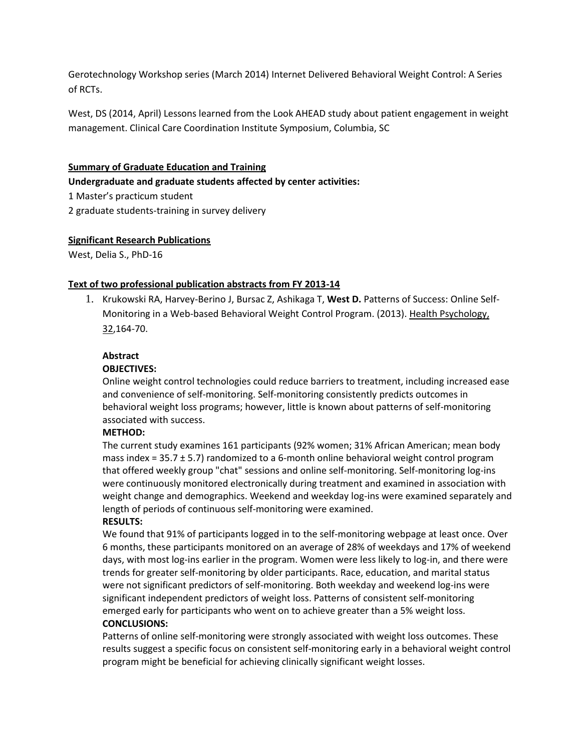Gerotechnology Workshop series (March 2014) Internet Delivered Behavioral Weight Control: A Series of RCTs.

West, DS (2014, April) Lessons learned from the Look AHEAD study about patient engagement in weight management. Clinical Care Coordination Institute Symposium, Columbia, SC

**<u>Summary of Graduate Education and Training</u>**

**Undergraduate and graduate students affected by center activities:**

1 Master's practicum student

2 graduate students-training in survey delivery

**<u>Significant Research Publications</u>**

West, Delia S., PhD-16

**<u>Text of two professional publication abstracts from FY 2013-14</u>**

1. Krukowski RA, Harvey-Berino J, Bursac Z, Ashikaga T, **West D.** Patterns of Success: Online Self-Monitoring in a Web-based Behavioral Weight Control Program. (2013). <u>Health Psychology, 32</u>,164-70.

   **Abstract**

   **OBJECTIVES:**

   Online weight control technologies could reduce barriers to treatment, including increased ease and convenience of self-monitoring. Self-monitoring consistently predicts outcomes in behavioral weight loss programs; however, little is known about patterns of self-monitoring associated with success.

   **METHOD:**

   The current study examines 161 participants (92% women; 31% African American; mean body mass index = 35.7 ± 5.7) randomized to a 6-month online behavioral weight control program that offered weekly group "chat" sessions and online self-monitoring. Self-monitoring log-ins were continuously monitored electronically during treatment and examined in association with weight change and demographics. Weekend and weekday log-ins were examined separately and length of periods of continuous self-monitoring were examined.

   **RESULTS:**

   We found that 91% of participants logged in to the self-monitoring webpage at least once. Over 6 months, these participants monitored on an average of 28% of weekdays and 17% of weekend days, with most log-ins earlier in the program. Women were less likely to log-in, and there were trends for greater self-monitoring by older participants. Race, education, and marital status were not significant predictors of self-monitoring. Both weekday and weekend log-ins were significant independent predictors of weight loss. Patterns of consistent self-monitoring emerged early for participants who went on to achieve greater than a 5% weight loss.

   **CONCLUSIONS:**

   Patterns of online self-monitoring were strongly associated with weight loss outcomes. These results suggest a specific focus on consistent self-monitoring early in a behavioral weight control program might be beneficial for achieving clinically significant weight losses.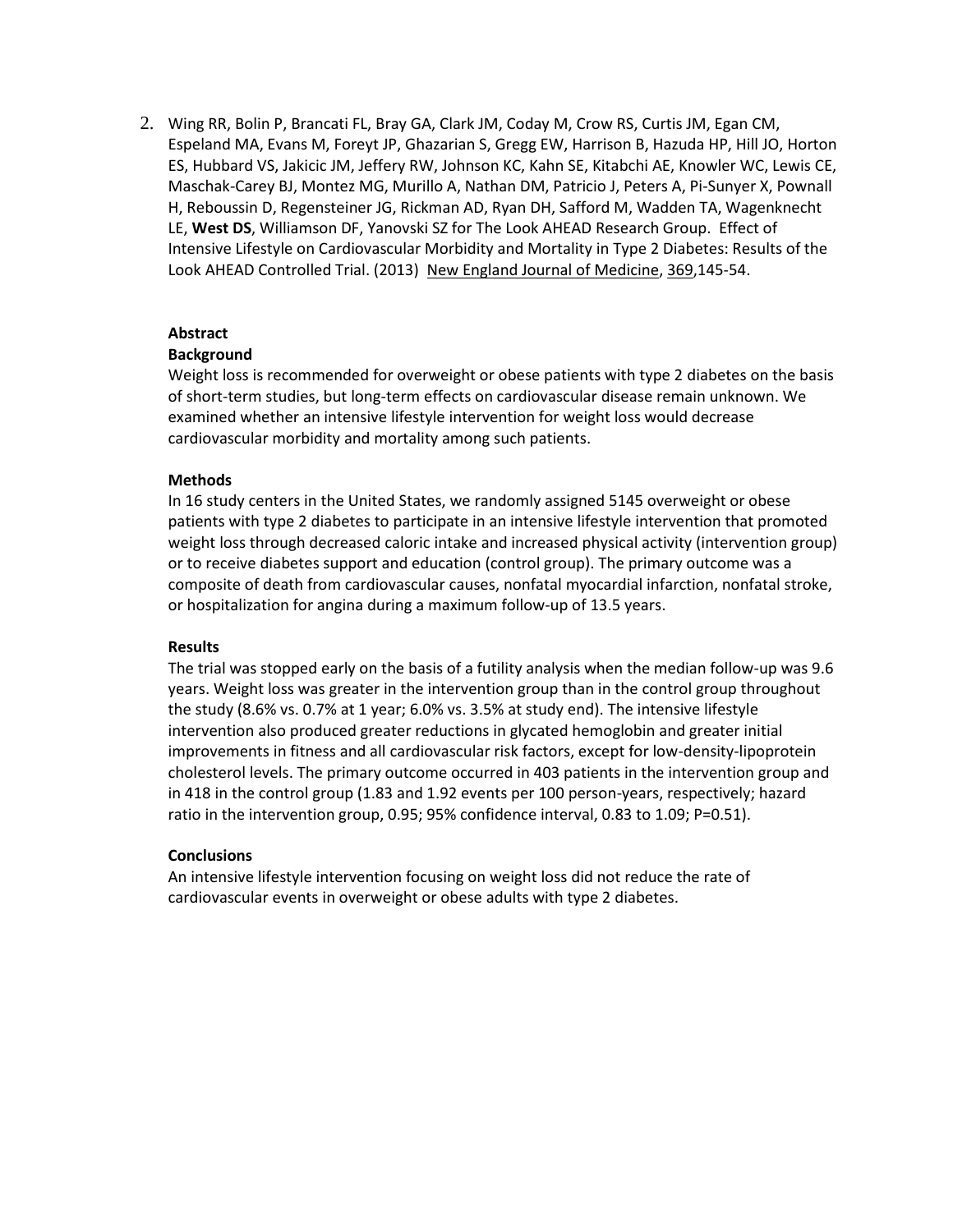2. Wing RR, Bolin P, Brancati FL, Bray GA, Clark JM, Coday M, Crow RS, Curtis JM, Egan CM, Espeland MA, Evans M, Foreyt JP, Ghazarian S, Gregg EW, Harrison B, Hazuda HP, Hill JO, Horton ES, Hubbard VS, Jakicic JM, Jeffery RW, Johnson KC, Kahn SE, Kitabchi AE, Knowler WC, Lewis CE, Maschak-Carey BJ, Montez MG, Murillo A, Nathan DM, Patricio J, Peters A, Pi-Sunyer X, Pownall H, Reboussin D, Regensteiner JG, Rickman AD, Ryan DH, Safford M, Wadden TA, Wagenknecht LE, **West DS**, Williamson DF, Yanovski SZ for The Look AHEAD Research Group. Effect of Intensive Lifestyle on Cardiovascular Morbidity and Mortality in Type 2 Diabetes: Results of the Look AHEAD Controlled Trial. (2013) New England Journal of Medicine, 369,145-54.

**Abstract**

**Background**

Weight loss is recommended for overweight or obese patients with type 2 diabetes on the basis of short-term studies, but long-term effects on cardiovascular disease remain unknown. We examined whether an intensive lifestyle intervention for weight loss would decrease cardiovascular morbidity and mortality among such patients.

**Methods**

In 16 study centers in the United States, we randomly assigned 5145 overweight or obese patients with type 2 diabetes to participate in an intensive lifestyle intervention that promoted weight loss through decreased caloric intake and increased physical activity (intervention group) or to receive diabetes support and education (control group). The primary outcome was a composite of death from cardiovascular causes, nonfatal myocardial infarction, nonfatal stroke, or hospitalization for angina during a maximum follow-up of 13.5 years.

**Results**

The trial was stopped early on the basis of a futility analysis when the median follow-up was 9.6 years. Weight loss was greater in the intervention group than in the control group throughout the study (8.6% vs. 0.7% at 1 year; 6.0% vs. 3.5% at study end). The intensive lifestyle intervention also produced greater reductions in glycated hemoglobin and greater initial improvements in fitness and all cardiovascular risk factors, except for low-density-lipoprotein cholesterol levels. The primary outcome occurred in 403 patients in the intervention group and in 418 in the control group (1.83 and 1.92 events per 100 person-years, respectively; hazard ratio in the intervention group, 0.95; 95% confidence interval, 0.83 to 1.09; P=0.51).

**Conclusions**

An intensive lifestyle intervention focusing on weight loss did not reduce the rate of cardiovascular events in overweight or obese adults with type 2 diabetes.